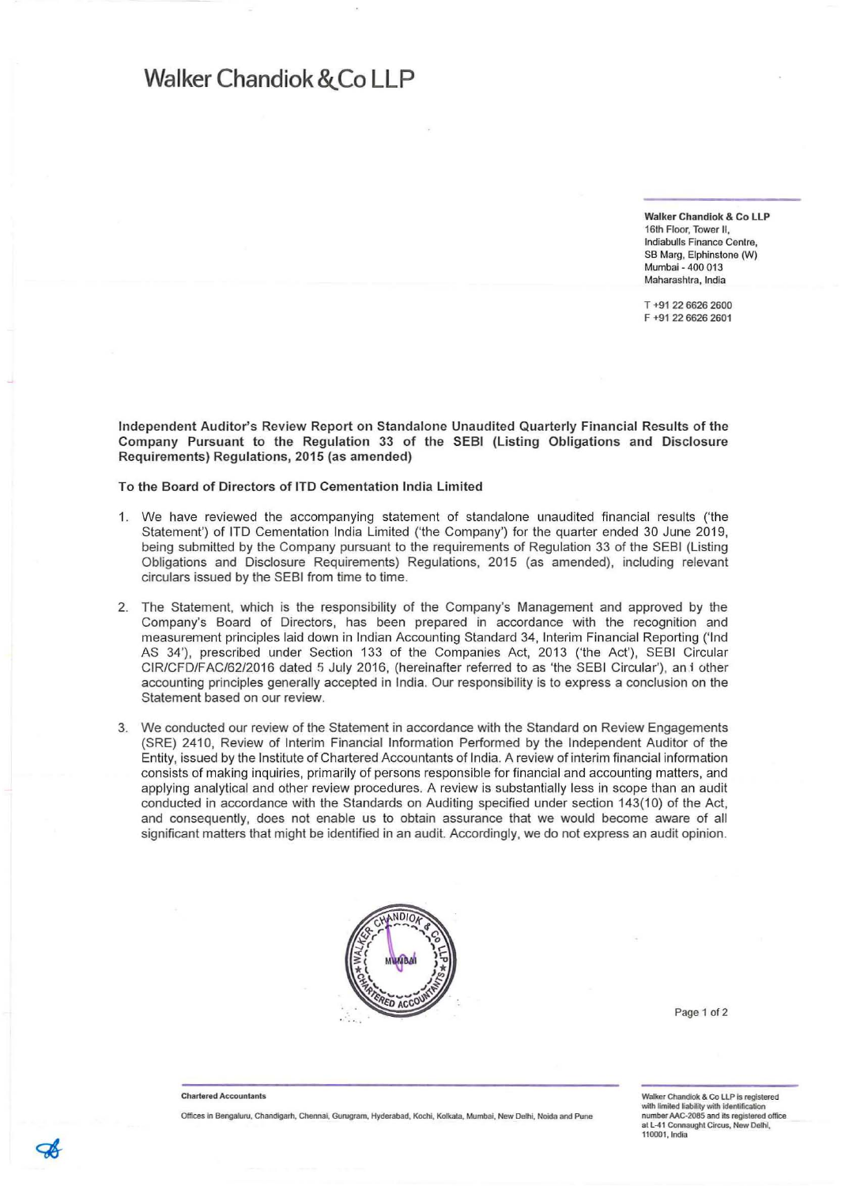# Walker Chandiok & Co LLP

**Walker Chandiok & Co LLP**
16th Floor, Tower II,
Indiabulls Finance Centre,
SB Marg, Elphinstone (W)
Mumbai - 400 013
Maharashtra, India

T +91 22 6626 2600
F +91 22 6626 2601

**Independent Auditor's Review Report on Standalone Unaudited Quarterly Financial Results of the Company Pursuant to the Regulation 33 of the SEBI (Listing Obligations and Disclosure Requirements) Regulations, 2015 (as amended)**

**To the Board of Directors of ITD Cementation India Limited**

1. We have reviewed the accompanying statement of standalone unaudited financial results ('the Statement') of ITD Cementation India Limited ('the Company') for the quarter ended 30 June 2019, being submitted by the Company pursuant to the requirements of Regulation 33 of the SEBI (Listing Obligations and Disclosure Requirements) Regulations, 2015 (as amended), including relevant circulars issued by the SEBI from time to time.

2. The Statement, which is the responsibility of the Company's Management and approved by the Company's Board of Directors, has been prepared in accordance with the recognition and measurement principles laid down in Indian Accounting Standard 34, Interim Financial Reporting ('Ind AS 34'), prescribed under Section 133 of the Companies Act, 2013 ('the Act'), SEBI Circular CIR/CFD/FAC/62/2016 dated 5 July 2016, (hereinafter referred to as 'the SEBI Circular'), and other accounting principles generally accepted in India. Our responsibility is to express a conclusion on the Statement based on our review.

3. We conducted our review of the Statement in accordance with the Standard on Review Engagements (SRE) 2410, Review of Interim Financial Information Performed by the Independent Auditor of the Entity, issued by the Institute of Chartered Accountants of India. A review of interim financial information consists of making inquiries, primarily of persons responsible for financial and accounting matters, and applying analytical and other review procedures. A review is substantially less in scope than an audit conducted in accordance with the Standards on Auditing specified under section 143(10) of the Act, and consequently, does not enable us to obtain assurance that we would become aware of all significant matters that might be identified in an audit. Accordingly, we do not express an audit opinion.

**Chartered Accountants**

Offices in Bengaluru, Chandigarh, Chennai, Gurugram, Hyderabad, Kochi, Kolkata, Mumbai, New Delhi, Noida and Pune

Walker Chandiok & Co LLP is registered with limited liability with identification number AAC-2085 and its registered office at L-41 Connaught Circus, New Delhi, 110001, India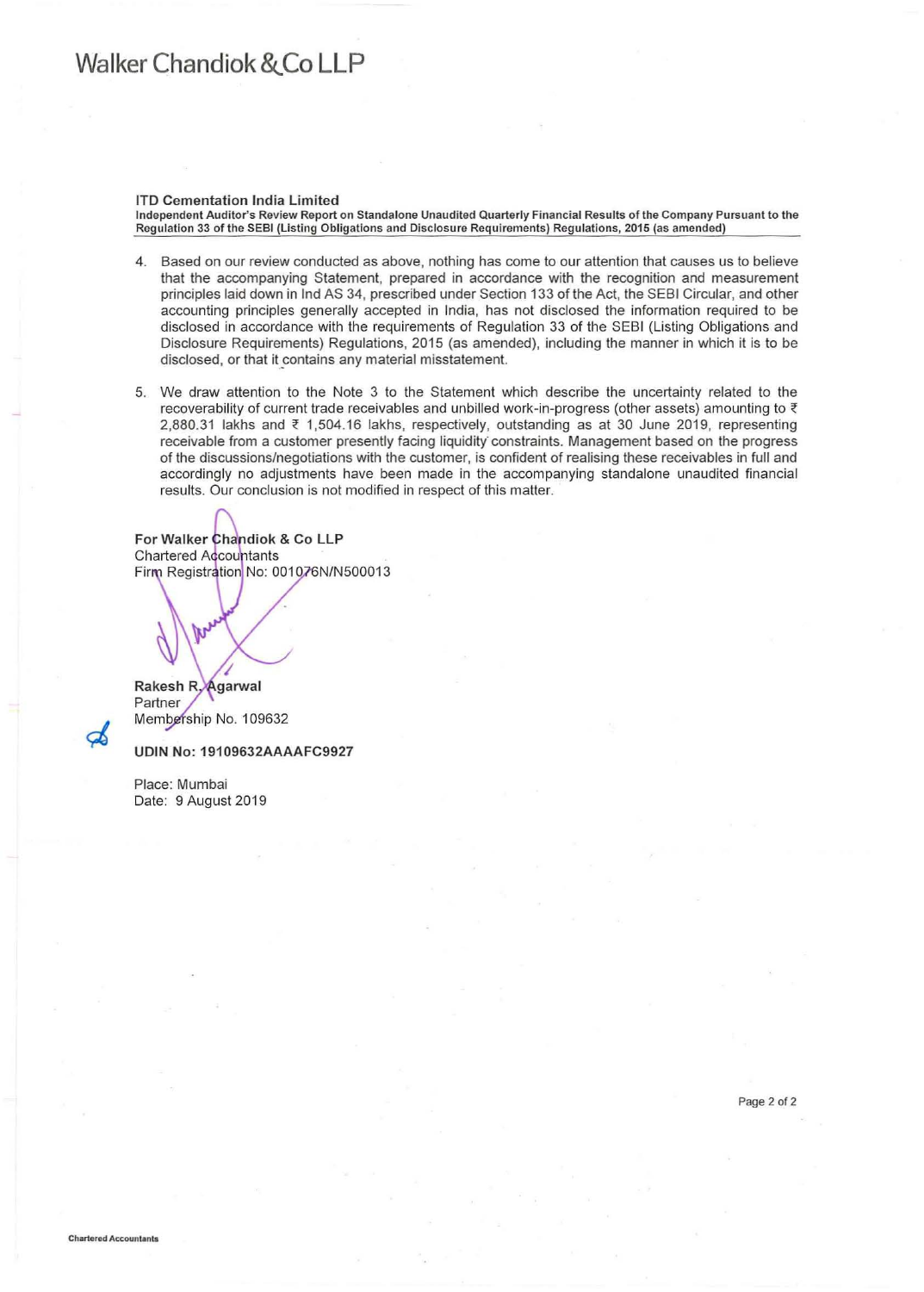# Walker Chandiok & Co LLP

**ITD Cementation India Limited**
**Independent Auditor's Review Report on Standalone Unaudited Quarterly Financial Results of the Company Pursuant to the Regulation 33 of the SEBI (Listing Obligations and Disclosure Requirements) Regulations, 2015 (as amended)**

4. Based on our review conducted as above, nothing has come to our attention that causes us to believe that the accompanying Statement, prepared in accordance with the recognition and measurement principles laid down in Ind AS 34, prescribed under Section 133 of the Act, the SEBI Circular, and other accounting principles generally accepted in India, has not disclosed the information required to be disclosed in accordance with the requirements of Regulation 33 of the SEBI (Listing Obligations and Disclosure Requirements) Regulations, 2015 (as amended), including the manner in which it is to be disclosed, or that it contains any material misstatement.

5. We draw attention to the Note 3 to the Statement which describe the uncertainty related to the recoverability of current trade receivables and unbilled work-in-progress (other assets) amounting to ₹ 2,880.31 lakhs and ₹ 1,504.16 lakhs, respectively, outstanding as at 30 June 2019, representing receivable from a customer presently facing liquidity constraints. Management based on the progress of the discussions/negotiations with the customer, is confident of realising these receivables in full and accordingly no adjustments have been made in the accompanying standalone unaudited financial results. Our conclusion is not modified in respect of this matter.

**For Walker Chandiok & Co LLP**
Chartered Accountants
Firm Registration No: 001076N/N500013

**Rakesh R. Agarwal**
Partner
Membership No. 109632

**UDIN No: 19109632AAAAFC9927**

Place: Mumbai
Date: 9 August 2019

**Chartered Accountants**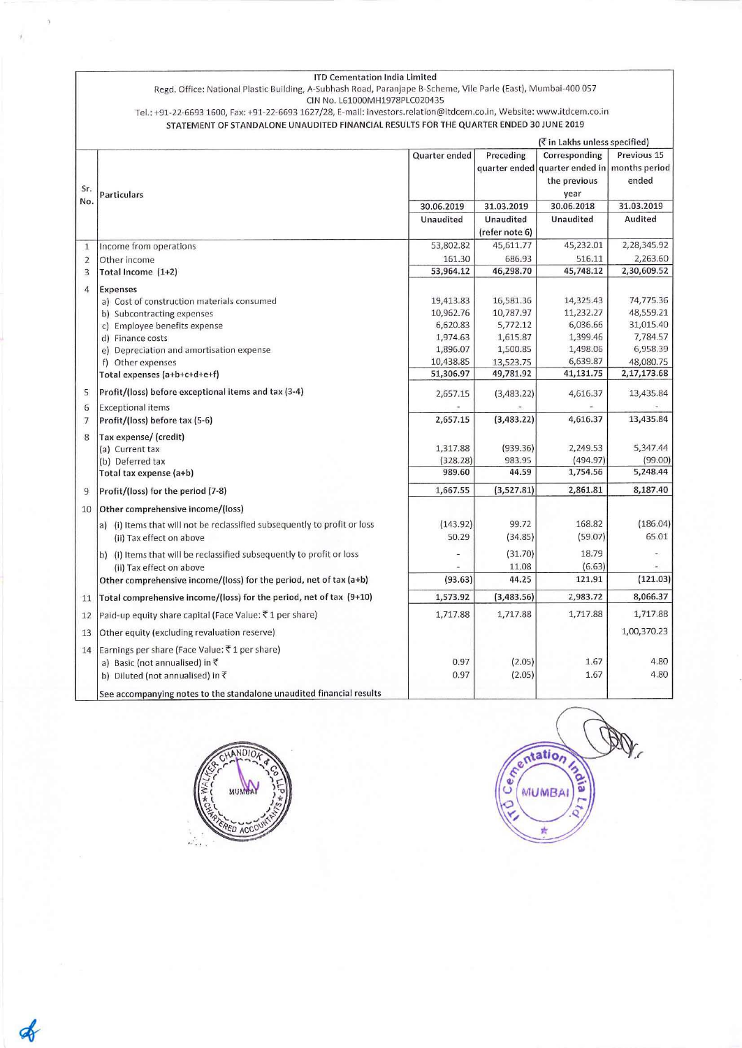ITD Cementation India Limited

Regd. Office: National Plastic Building, A-Subhash Road, Paranjape B-Scheme, Vile Parle (East), Mumbai-400 057

CIN No. L61000MH1978PLC020435

Tel.: +91-22-6693 1600, Fax: +91-22-6693 1627/28, E-mail: investors.relation@itdcem.co.in, Website: www.itdcem.co.in

STATEMENT OF STANDALONE UNAUDITED FINANCIAL RESULTS FOR THE QUARTER ENDED 30 JUNE 2019

(₹ in Lakhs unless specified)

| Sr. No. | Particulars | Quarter ended | Preceding quarter ended | Corresponding quarter ended in the previous year | Previous 15 months period ended |
|---|---|---|---|---|---|
| | | 30.06.2019 | 31.03.2019 | 30.06.2018 | 31.03.2019 |
| | | Unaudited | Unaudited (refer note 6) | Unaudited | Audited |
| 1 | Income from operations | 53,802.82 | 45,611.77 | 45,232.01 | 2,28,345.92 |
| 2 | Other income | 161.30 | 686.93 | 516.11 | 2,263.60 |
| 3 | **Total Income (1+2)** | **53,964.12** | **46,298.70** | **45,748.12** | **2,30,609.52** |
| 4 | Expenses | | | | |
| | a) Cost of construction materials consumed | 19,413.83 | 16,581.36 | 14,325.43 | 74,775.36 |
| | b) Subcontracting expenses | 10,962.76 | 10,787.97 | 11,232.27 | 48,559.21 |
| | c) Employee benefits expense | 6,620.83 | 5,772.12 | 6,036.66 | 31,015.40 |
| | d) Finance costs | 1,974.63 | 1,615.87 | 1,399.46 | 7,784.57 |
| | e) Depreciation and amortisation expense | 1,896.07 | 1,500.85 | 1,498.06 | 6,958.39 |
| | f) Other expenses | 10,438.85 | 13,523.75 | 6,639.87 | 48,080.75 |
| | **Total expenses (a+b+c+d+e+f)** | **51,306.97** | **49,781.92** | **41,131.75** | **2,17,173.68** |
| 5 | **Profit/(loss) before exceptional items and tax (3-4)** | 2,657.15 | (3,483.22) | 4,616.37 | 13,435.84 |
| 6 | Exceptional items | - | - | - | - |
| 7 | **Profit/(loss) before tax (5-6)** | **2,657.15** | **(3,483.22)** | **4,616.37** | **13,435.84** |
| 8 | **Tax expense/ (credit)** | | | | |
| | (a) Current tax | 1,317.88 | (939.36) | 2,249.53 | 5,347.44 |
| | (b) Deferred tax | (328.28) | 983.95 | (494.97) | (99.00) |
| | **Total tax expense (a+b)** | **989.60** | **44.59** | **1,754.56** | **5,248.44** |
| 9 | **Profit/(loss) for the period (7-8)** | **1,667.55** | **(3,527.81)** | **2,861.81** | **8,187.40** |
| 10 | **Other comprehensive income/(loss)** | | | | |
| | a) (i) Items that will not be reclassified subsequently to profit or loss | (143.92) | 99.72 | 168.82 | (186.04) |
| | (ii) Tax effect on above | 50.29 | (34.85) | (59.07) | 65.01 |
| | b) (i) Items that will be reclassified subsequently to profit or loss | - | (31.70) | 18.79 | - |
| | (ii) Tax effect on above | - | 11.08 | (6.63) | - |
| | **Other comprehensive income/(loss) for the period, net of tax (a+b)** | **(93.63)** | **44.25** | **121.91** | **(121.03)** |
| 11 | **Total comprehensive income/(loss) for the period, net of tax (9+10)** | **1,573.92** | **(3,483.56)** | **2,983.72** | **8,066.37** |
| 12 | Paid-up equity share capital (Face Value: ₹ 1 per share) | 1,717.88 | 1,717.88 | 1,717.88 | 1,717.88 |
| 13 | Other equity (excluding revaluation reserve) | | | | 1,00,370.23 |
| 14 | Earnings per share (Face Value: ₹ 1 per share) | | | | |
| | a) Basic (not annualised) in ₹ | 0.97 | (2.05) | 1.67 | 4.80 |
| | b) Diluted (not annualised) in ₹ | 0.97 | (2.05) | 1.67 | 4.80 |
| | See accompanying notes to the standalone unaudited financial results | | | | |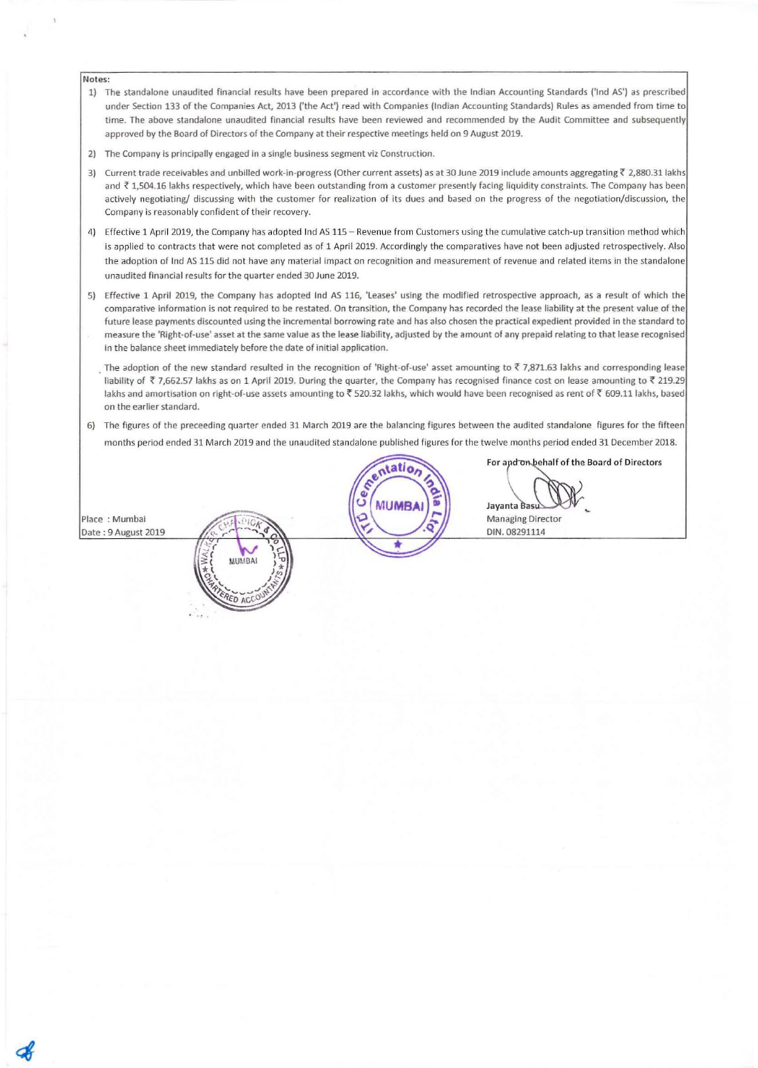Notes:

1) The standalone unaudited financial results have been prepared in accordance with the Indian Accounting Standards ('Ind AS') as prescribed under Section 133 of the Companies Act, 2013 ('the Act') read with Companies (Indian Accounting Standards) Rules as amended from time to time. The above standalone unaudited financial results have been reviewed and recommended by the Audit Committee and subsequently approved by the Board of Directors of the Company at their respective meetings held on 9 August 2019.

2) The Company is principally engaged in a single business segment viz Construction.

3) Current trade receivables and unbilled work-in-progress (Other current assets) as at 30 June 2019 include amounts aggregating ₹ 2,880.31 lakhs and ₹ 1,504.16 lakhs respectively, which have been outstanding from a customer presently facing liquidity constraints. The Company has been actively negotiating/ discussing with the customer for realization of its dues and based on the progress of the negotiation/discussion, the Company is reasonably confident of their recovery.

4) Effective 1 April 2019, the Company has adopted Ind AS 115 – Revenue from Customers using the cumulative catch-up transition method which is applied to contracts that were not completed as of 1 April 2019. Accordingly the comparatives have not been adjusted retrospectively. Also the adoption of Ind AS 115 did not have any material impact on recognition and measurement of revenue and related items in the standalone unaudited financial results for the quarter ended 30 June 2019.

5) Effective 1 April 2019, the Company has adopted Ind AS 116, 'Leases' using the modified retrospective approach, as a result of which the comparative information is not required to be restated. On transition, the Company has recorded the lease liability at the present value of the future lease payments discounted using the incremental borrowing rate and has also chosen the practical expedient provided in the standard to measure the 'Right-of-use' asset at the same value as the lease liability, adjusted by the amount of any prepaid relating to that lease recognised in the balance sheet immediately before the date of initial application.

   The adoption of the new standard resulted in the recognition of 'Right-of-use' asset amounting to ₹ 7,871.63 lakhs and corresponding lease liability of ₹ 7,662.57 lakhs as on 1 April 2019. During the quarter, the Company has recognised finance cost on lease amounting to ₹ 219.29 lakhs and amortisation on right-of-use assets amounting to ₹ 520.32 lakhs, which would have been recognised as rent of ₹ 609.11 lakhs, based on the earlier standard.

6) The figures of the preceeding quarter ended 31 March 2019 are the balancing figures between the audited standalone figures for the fifteen months period ended 31 March 2019 and the unaudited standalone published figures for the twelve months period ended 31 December 2018.

For and on behalf of the Board of Directors

Jayanta Basu
Managing Director
DIN. 08291114

Place : Mumbai
Date : 9 August 2019